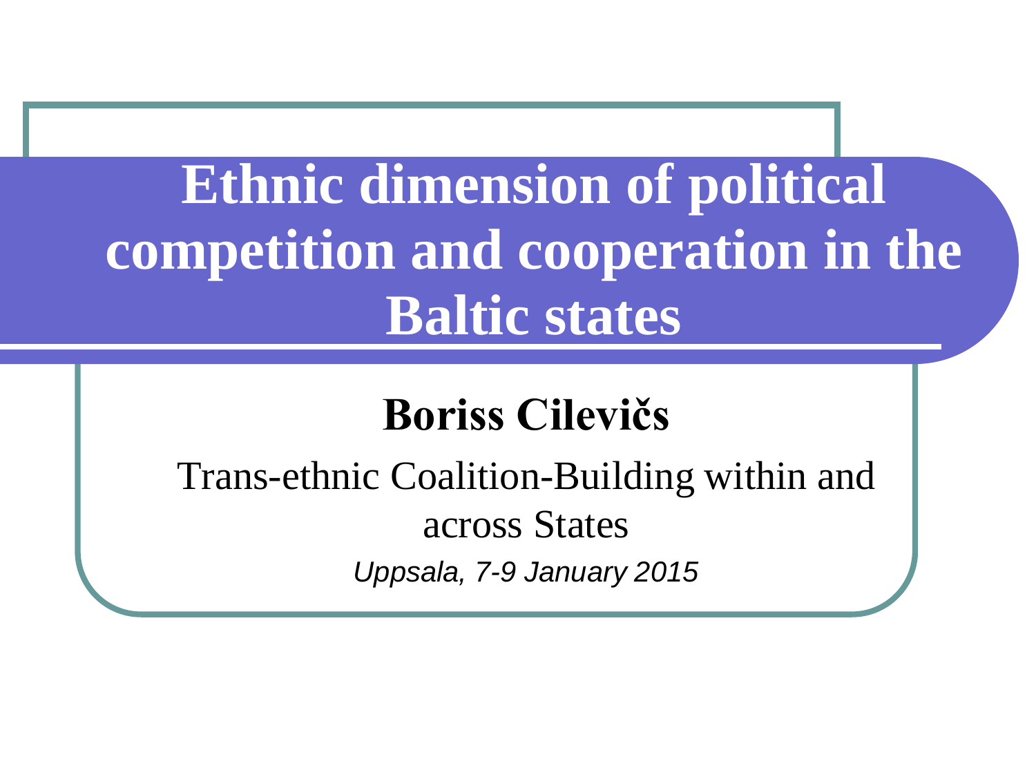# Ethnic dimension of political competition and cooperation in the Baltic states

**Boriss Cilevičs**

Trans-ethnic Coalition-Building within and across States

*Uppsala, 7-9 January 2015*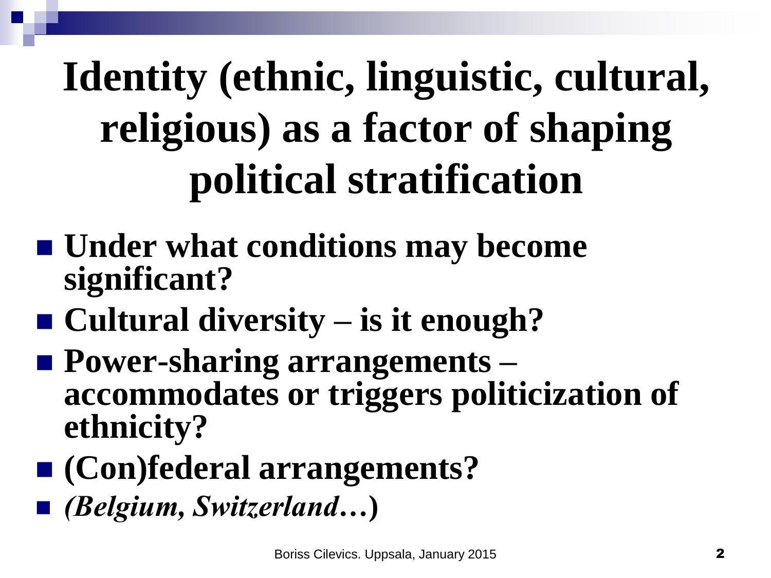# Identity (ethnic, linguistic, cultural, religious) as a factor of shaping political stratification

- **Under what conditions may become significant?**
- **Cultural diversity – is it enough?**
- **Power-sharing arrangements – accommodates or triggers politicization of ethnicity?**
- **(Con)federal arrangements?**
- ***(Belgium, Switzerland…*)**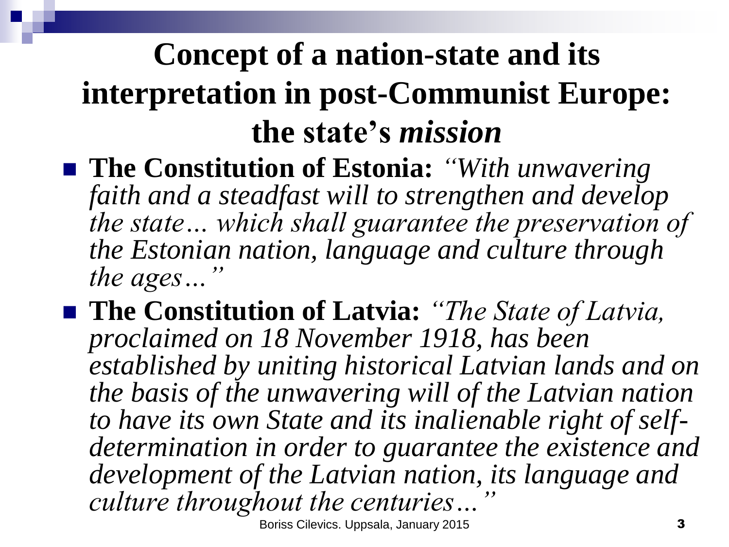# Concept of a nation-state and its interpretation in post-Communist Europe: the state's *mission*

- **The Constitution of Estonia:** *"With unwavering faith and a steadfast will to strengthen and develop the state... which shall guarantee the preservation of the Estonian nation, language and culture through the ages..."*
- **The Constitution of Latvia:** *"The State of Latvia, proclaimed on 18 November 1918, has been established by uniting historical Latvian lands and on the basis of the unwavering will of the Latvian nation to have its own State and its inalienable right of self-determination in order to guarantee the existence and development of the Latvian nation, its language and culture throughout the centuries..."*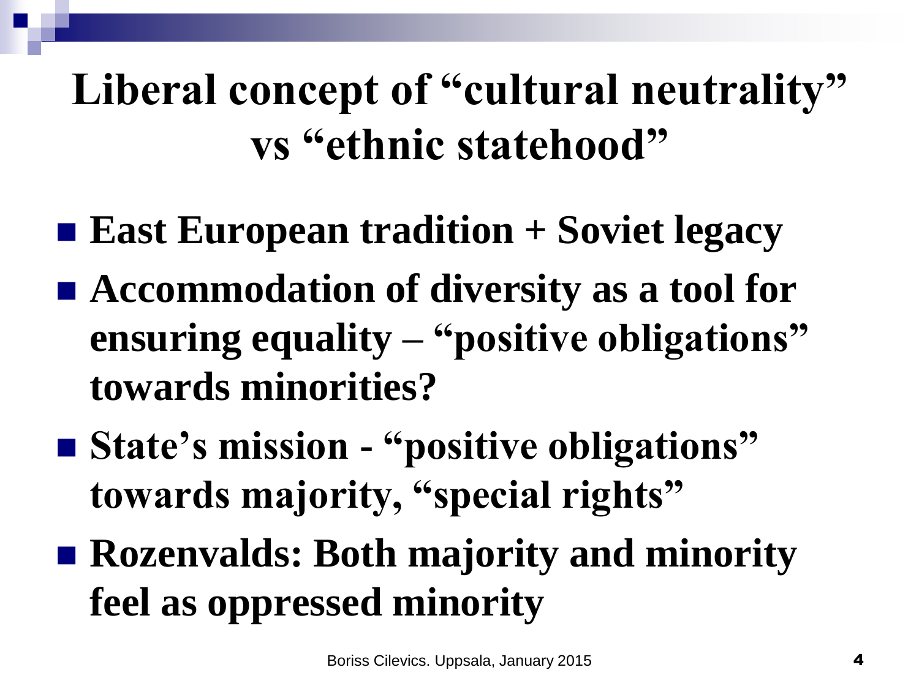# Liberal concept of "cultural neutrality" vs "ethnic statehood"

- **East European tradition + Soviet legacy**
- **Accommodation of diversity as a tool for ensuring equality – "positive obligations" towards minorities?**
- **State's mission - "positive obligations" towards majority, "special rights"**
- **Rozenvalds: Both majority and minority feel as oppressed minority**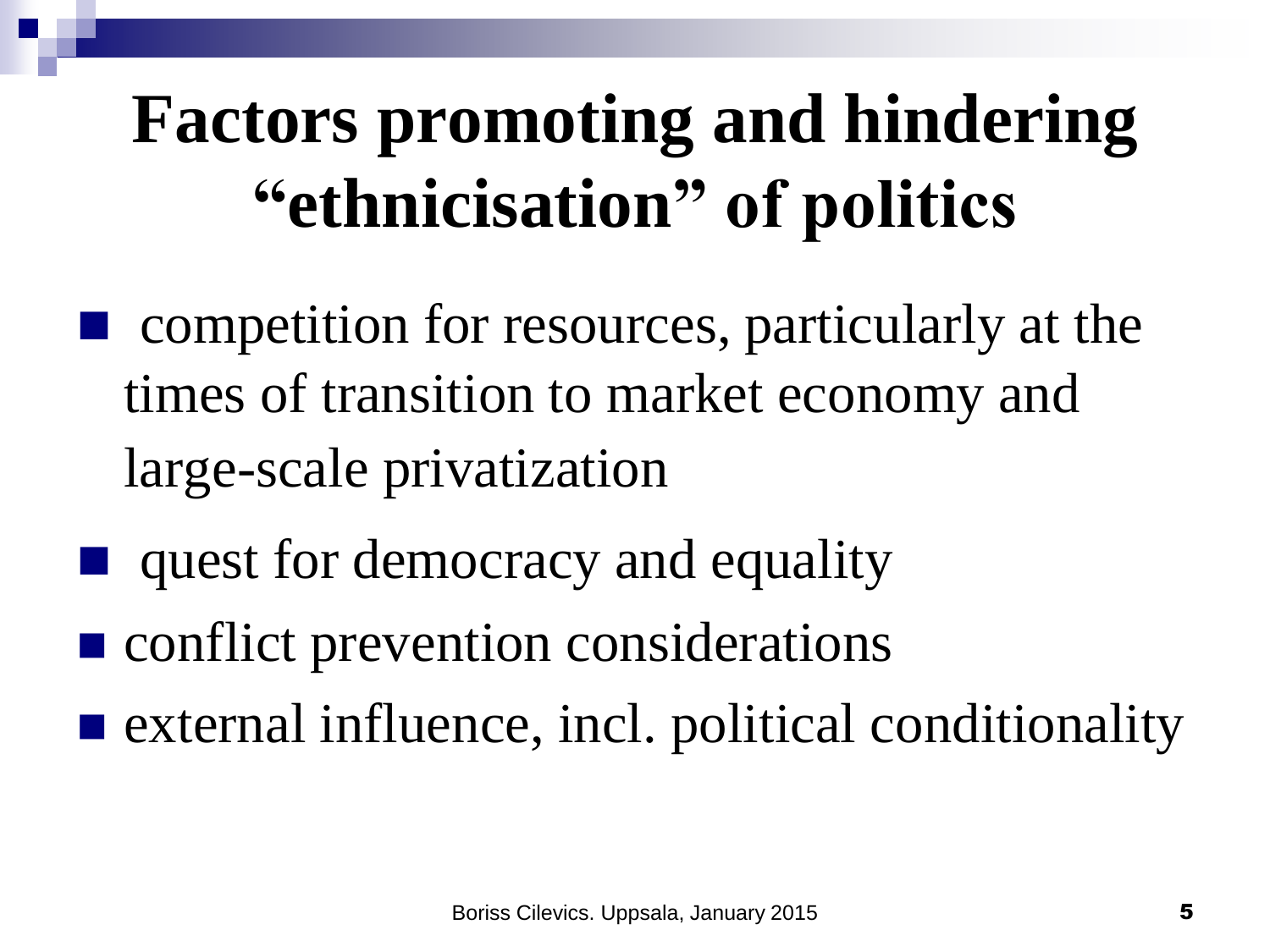# Factors promoting and hindering "ethnicisation" of politics

- competition for resources, particularly at the times of transition to market economy and large-scale privatization
- quest for democracy and equality
- conflict prevention considerations
- external influence, incl. political conditionality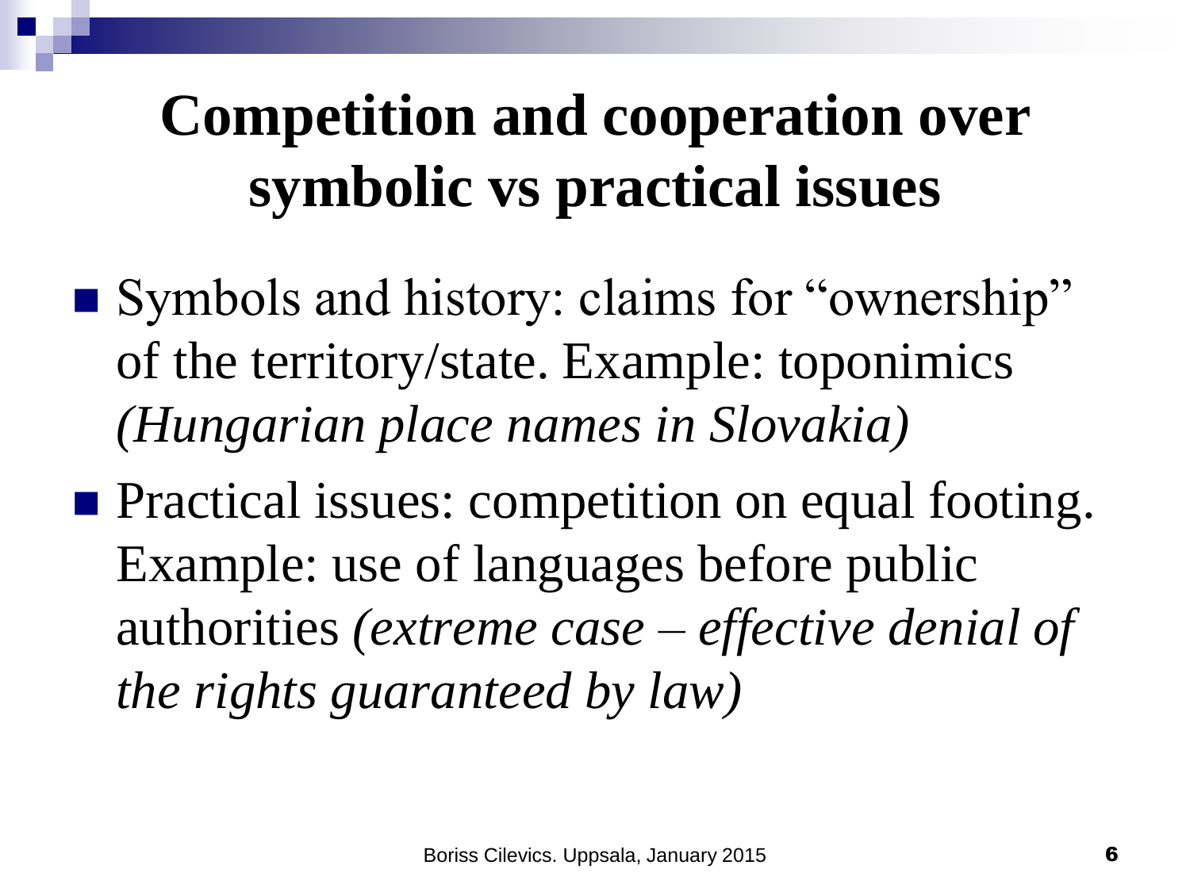# Competition and cooperation over symbolic vs practical issues

- Symbols and history: claims for "ownership" of the territory/state. Example: toponimics *(Hungarian place names in Slovakia)*
- Practical issues: competition on equal footing. Example: use of languages before public authorities *(extreme case – effective denial of the rights guaranteed by law)*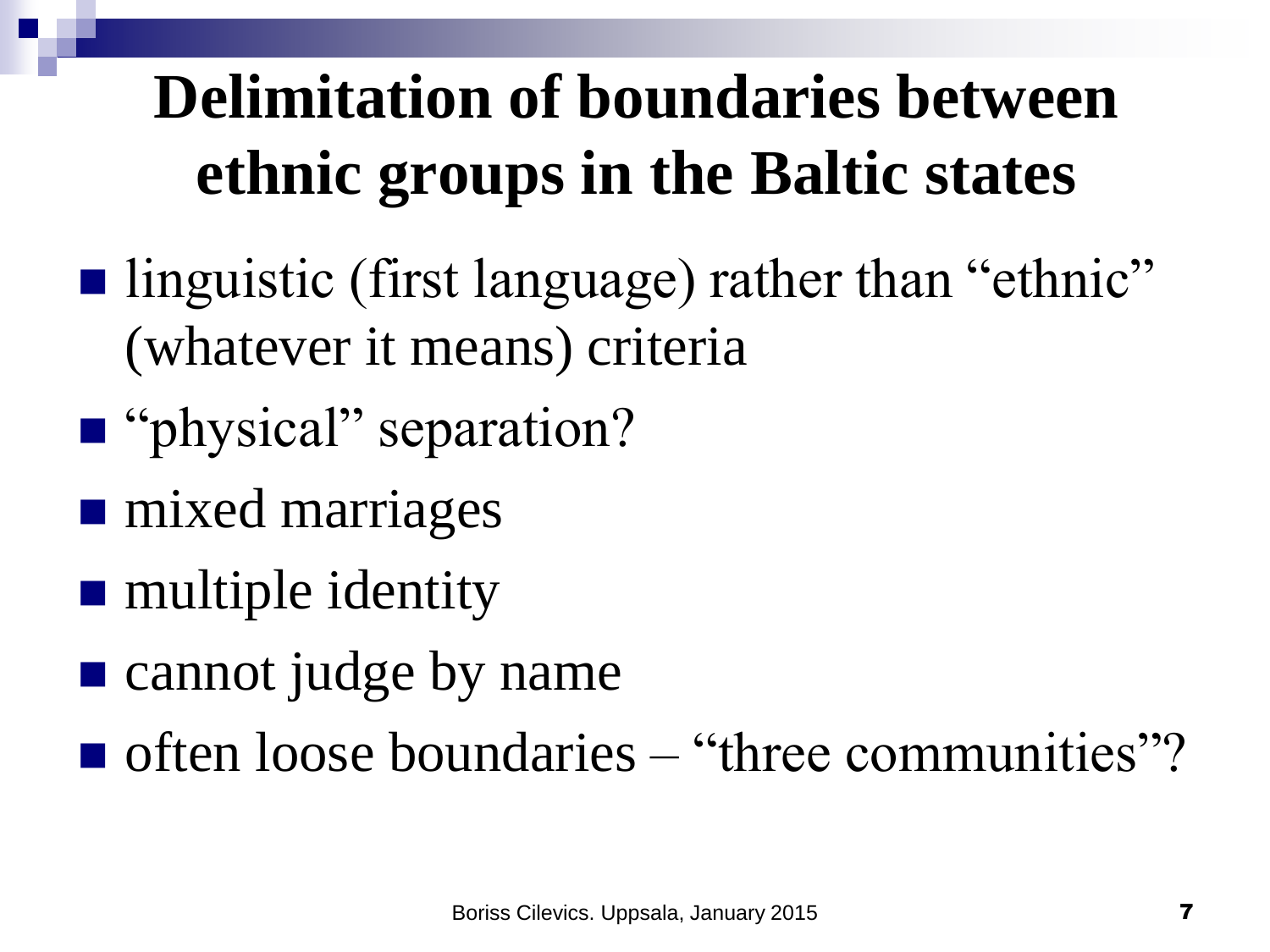# Delimitation of boundaries between ethnic groups in the Baltic states

- linguistic (first language) rather than “ethnic” (whatever it means) criteria
- “physical” separation?
- mixed marriages
- multiple identity
- cannot judge by name
- often loose boundaries – “three communities”?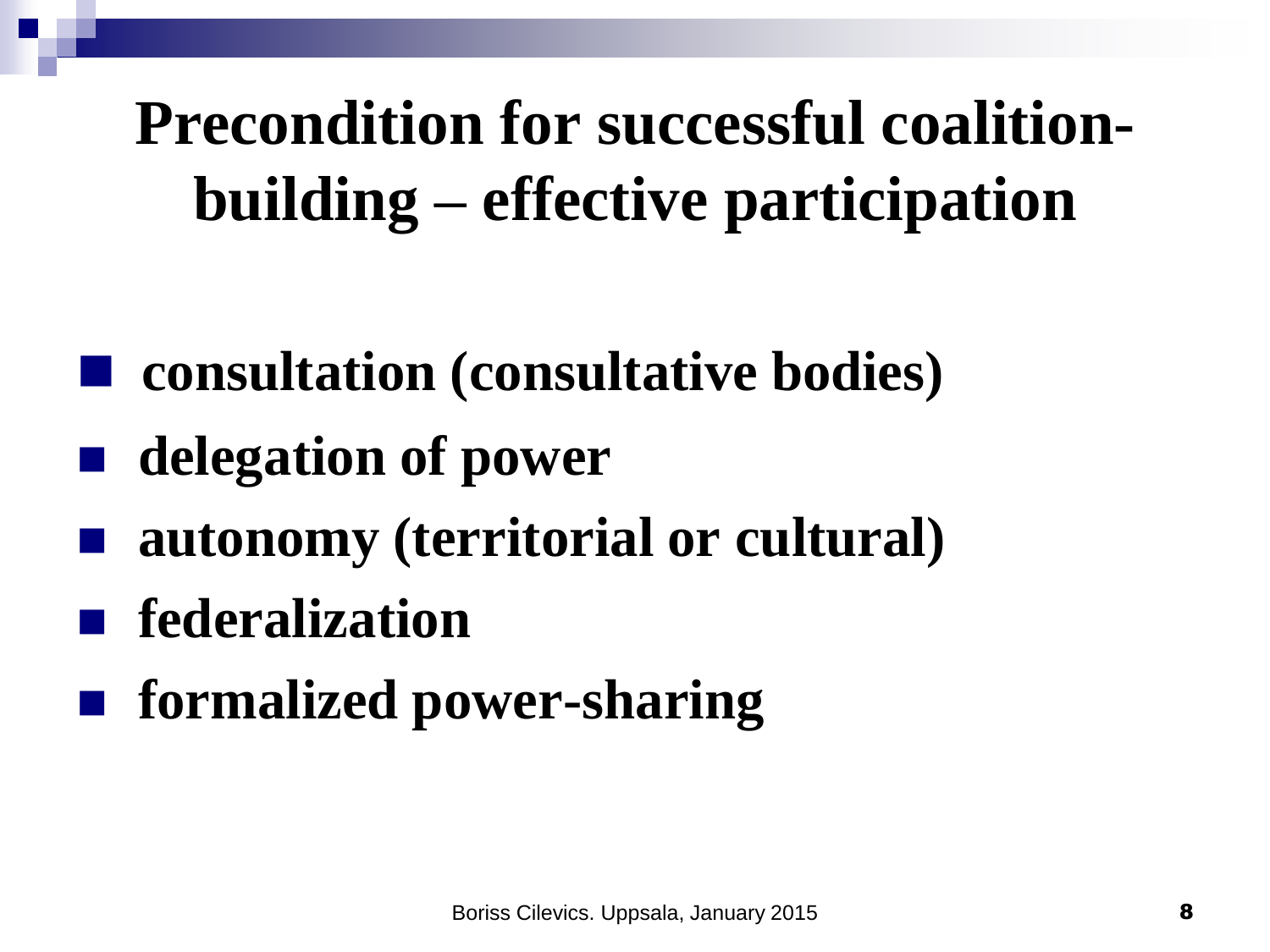# Precondition for successful coalition-building – effective participation

- consultation (consultative bodies)
- delegation of power
- autonomy (territorial or cultural)
- federalization
- formalized power-sharing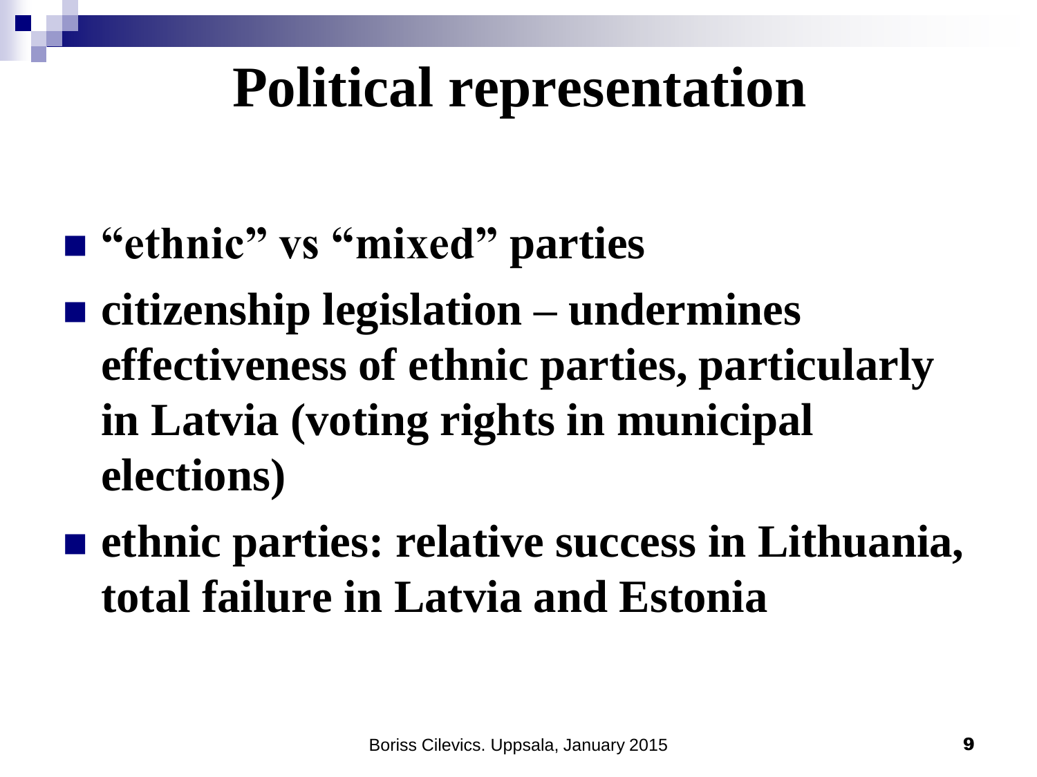# Political representation

- **“ethnic” vs “mixed” parties**
- **citizenship legislation – undermines effectiveness of ethnic parties, particularly in Latvia (voting rights in municipal elections)**
- **ethnic parties: relative success in Lithuania, total failure in Latvia and Estonia**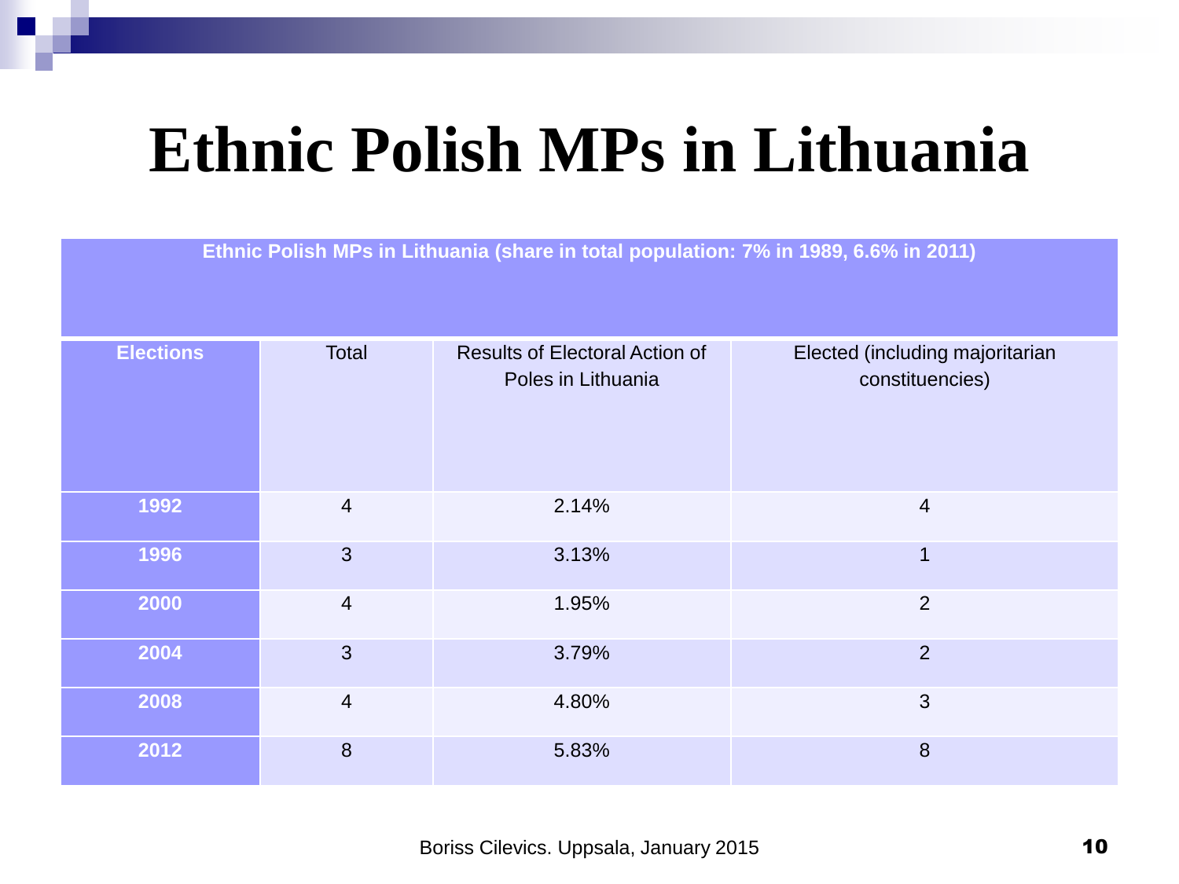# Ethnic Polish MPs in Lithuania

| Ethnic Polish MPs in Lithuania (share in total population: 7% in 1989, 6.6% in 2011) | | | |
|---|---|---|---|
| **Elections** | Total | Results of Electoral Action of Poles in Lithuania | Elected (including majoritarian constituencies) |
| **1992** | 4 | 2.14% | 4 |
| **1996** | 3 | 3.13% | 1 |
| **2000** | 4 | 1.95% | 2 |
| **2004** | 3 | 3.79% | 2 |
| **2008** | 4 | 4.80% | 3 |
| **2012** | 8 | 5.83% | 8 |

Boriss Cilevics. Uppsala, January 2015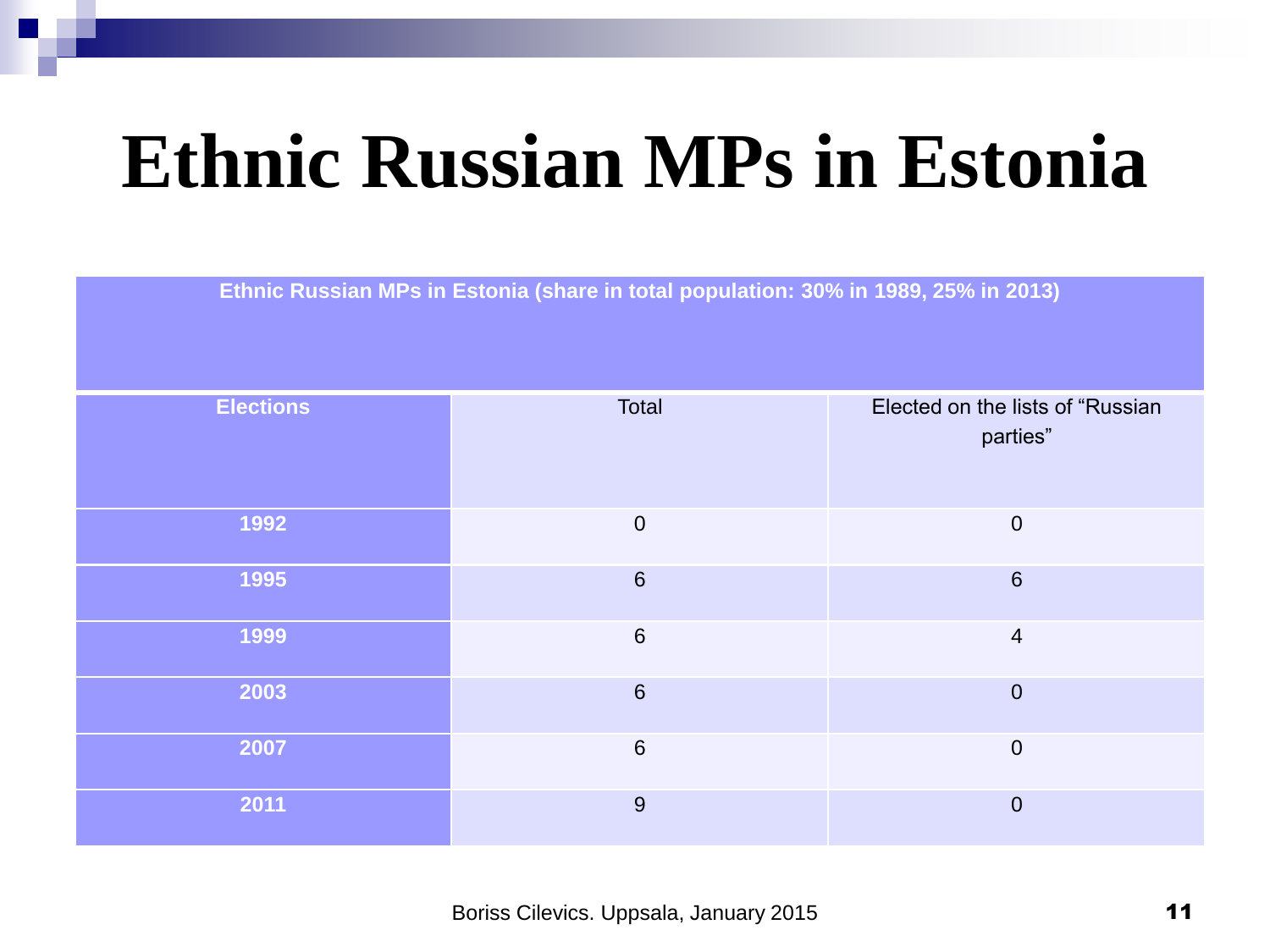# Ethnic Russian MPs in Estonia

| Ethnic Russian MPs in Estonia (share in total population: 30% in 1989, 25% in 2013) | | |
|---|---|---|
| **Elections** | Total | Elected on the lists of "Russian parties" |
| **1992** | 0 | 0 |
| **1995** | 6 | 6 |
| **1999** | 6 | 4 |
| **2003** | 6 | 0 |
| **2007** | 6 | 0 |
| **2011** | 9 | 0 |

Boriss Cilevics. Uppsala, January 2015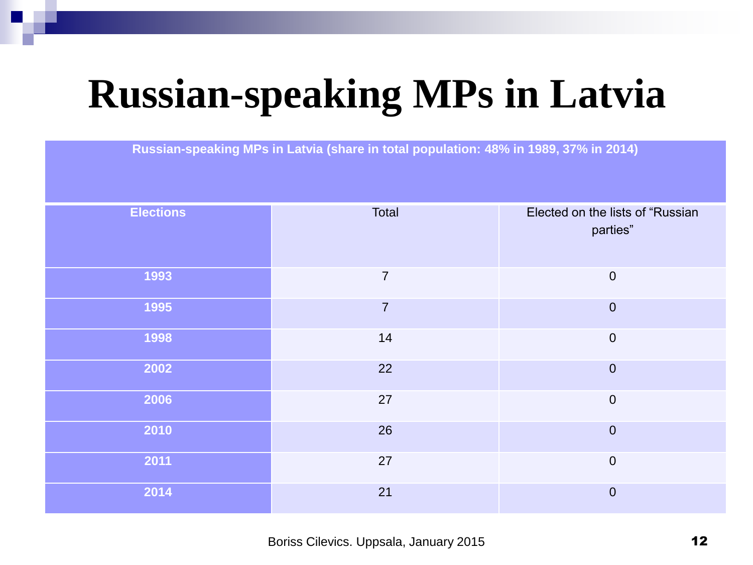# Russian-speaking MPs in Latvia

| Russian-speaking MPs in Latvia (share in total population: 48% in 1989, 37% in 2014) | | |
|---|---|---|
| **Elections** | Total | Elected on the lists of "Russian parties" |
| **1993** | 7 | 0 |
| **1995** | 7 | 0 |
| **1998** | 14 | 0 |
| **2002** | 22 | 0 |
| **2006** | 27 | 0 |
| **2010** | 26 | 0 |
| **2011** | 27 | 0 |
| **2014** | 21 | 0 |

Boriss Cilevics. Uppsala, January 2015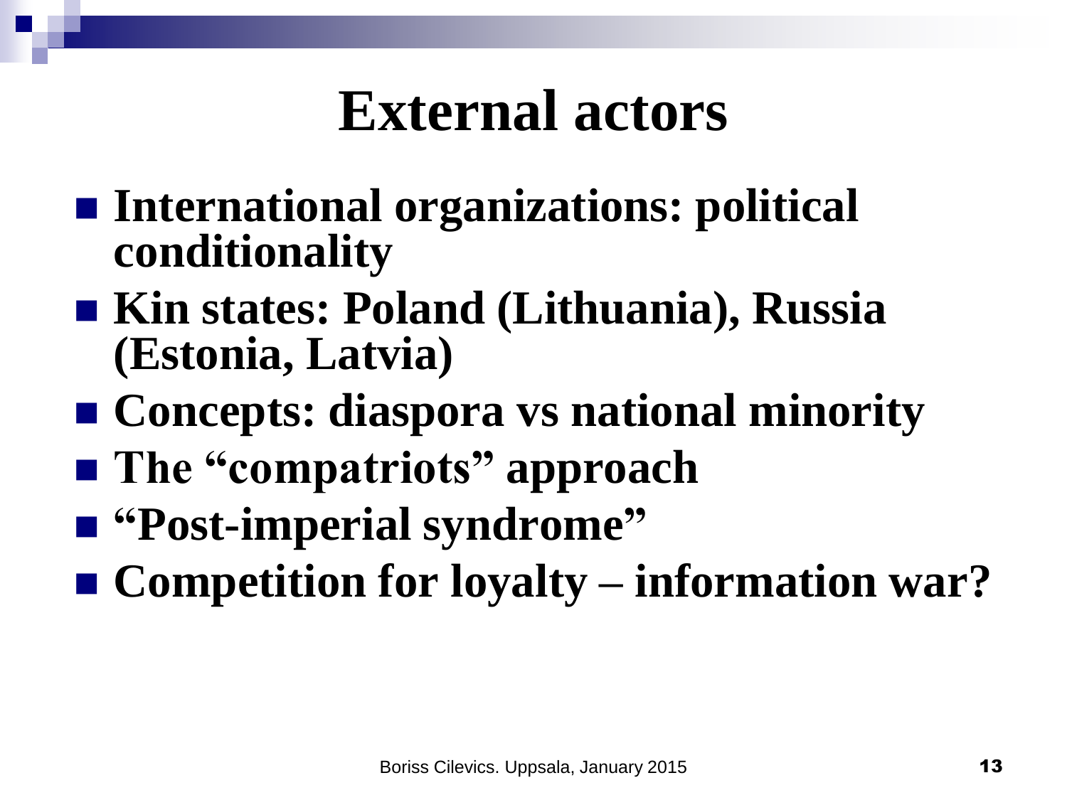# External actors

- **International organizations: political conditionality**
- **Kin states: Poland (Lithuania), Russia (Estonia, Latvia)**
- **Concepts: diaspora vs national minority**
- **The “compatriots” approach**
- **“Post-imperial syndrome”**
- **Competition for loyalty – information war?**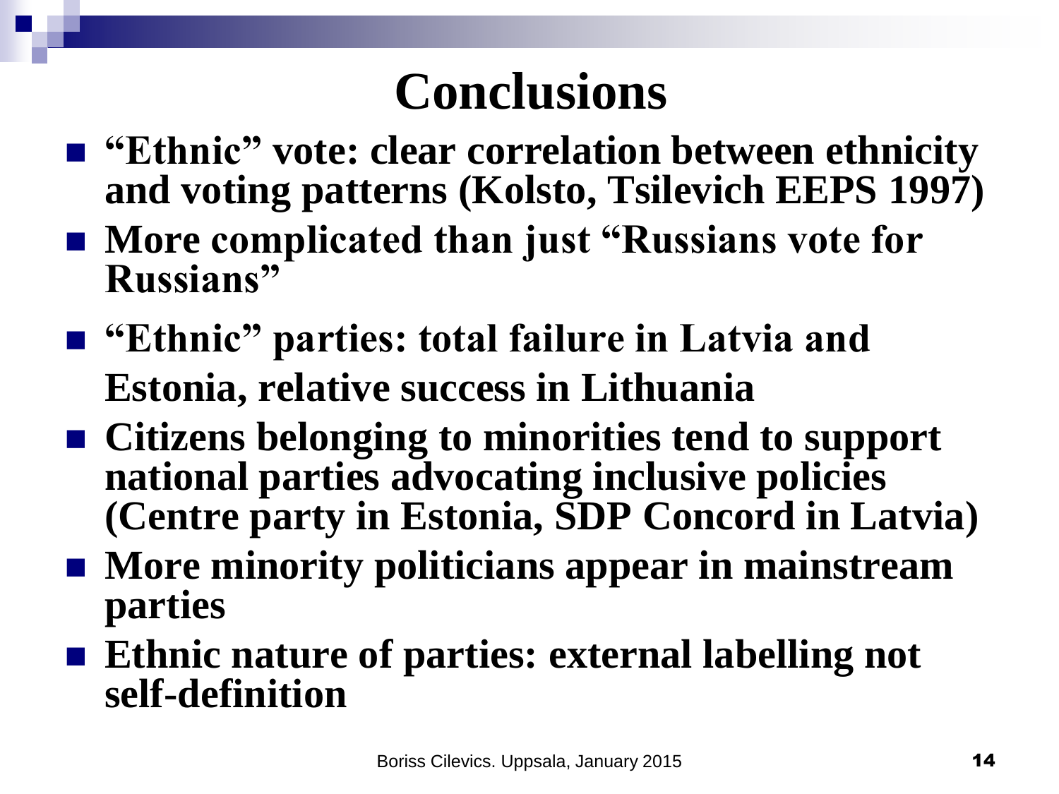# Conclusions

- **"Ethnic" vote: clear correlation between ethnicity and voting patterns (Kolsto, Tsilevich EEPS 1997)**
- **More complicated than just "Russians vote for Russians"**
- **"Ethnic" parties: total failure in Latvia and Estonia, relative success in Lithuania**
- **Citizens belonging to minorities tend to support national parties advocating inclusive policies (Centre party in Estonia, SDP Concord in Latvia)**
- **More minority politicians appear in mainstream parties**
- **Ethnic nature of parties: external labelling not self-definition**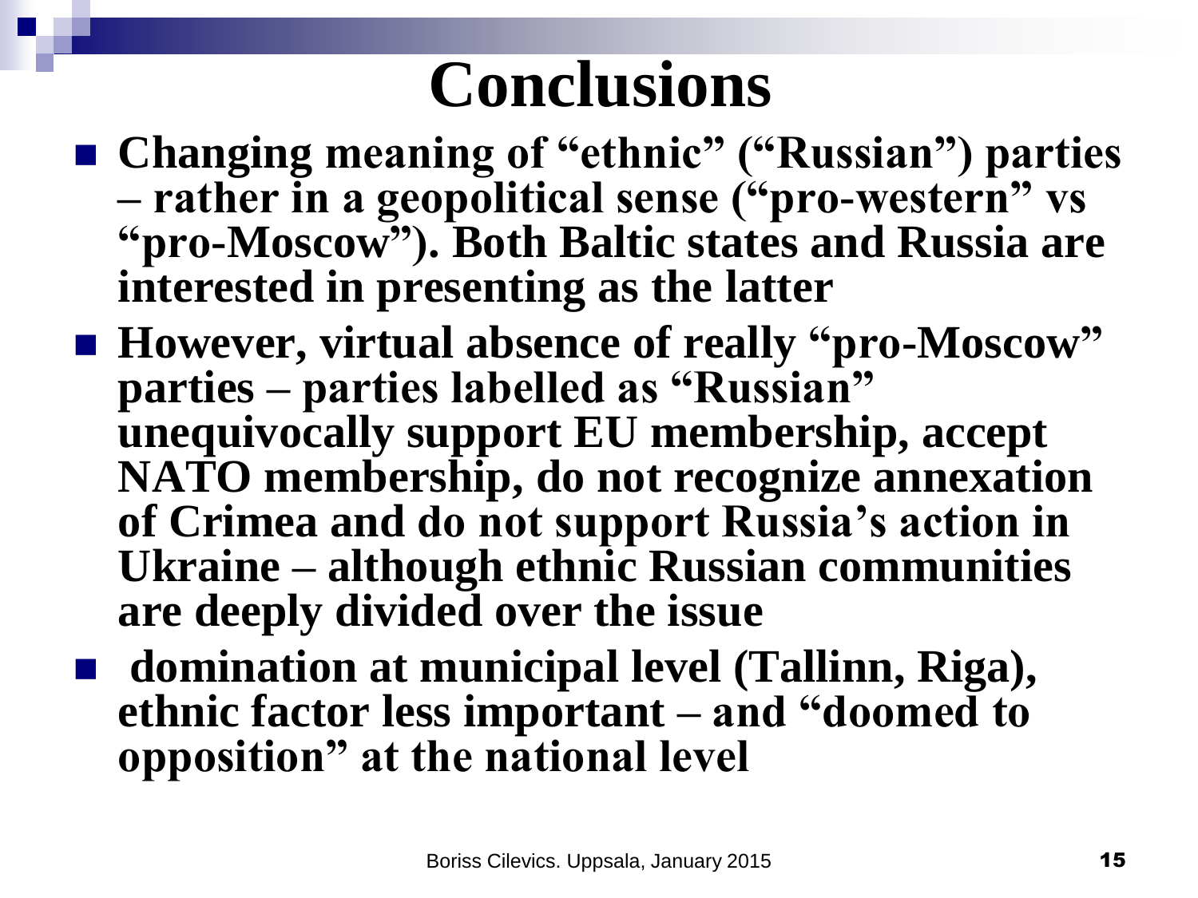# Conclusions

- **Changing meaning of "ethnic" ("Russian") parties – rather in a geopolitical sense ("pro-western" vs "pro-Moscow"). Both Baltic states and Russia are interested in presenting as the latter**
- **However, virtual absence of really "pro-Moscow" parties – parties labelled as "Russian" unequivocally support EU membership, accept NATO membership, do not recognize annexation of Crimea and do not support Russia's action in Ukraine – although ethnic Russian communities are deeply divided over the issue**
- **domination at municipal level (Tallinn, Riga), ethnic factor less important – and "doomed to opposition" at the national level**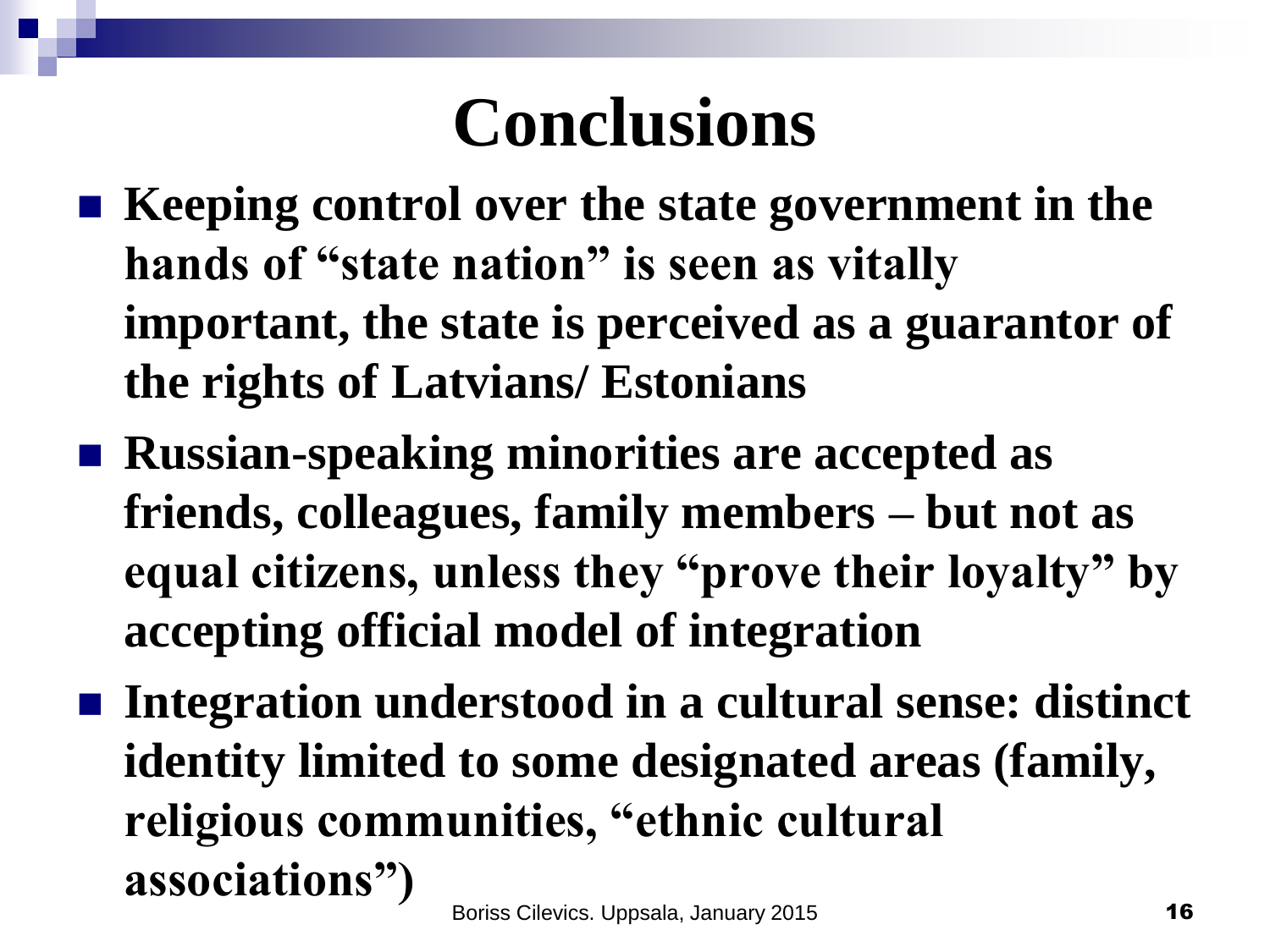# Conclusions

- **Keeping control over the state government in the hands of "state nation" is seen as vitally important, the state is perceived as a guarantor of the rights of Latvians/ Estonians**
- **Russian-speaking minorities are accepted as friends, colleagues, family members – but not as equal citizens, unless they "prove their loyalty" by accepting official model of integration**
- **Integration understood in a cultural sense: distinct identity limited to some designated areas (family, religious communities, "ethnic cultural associations")**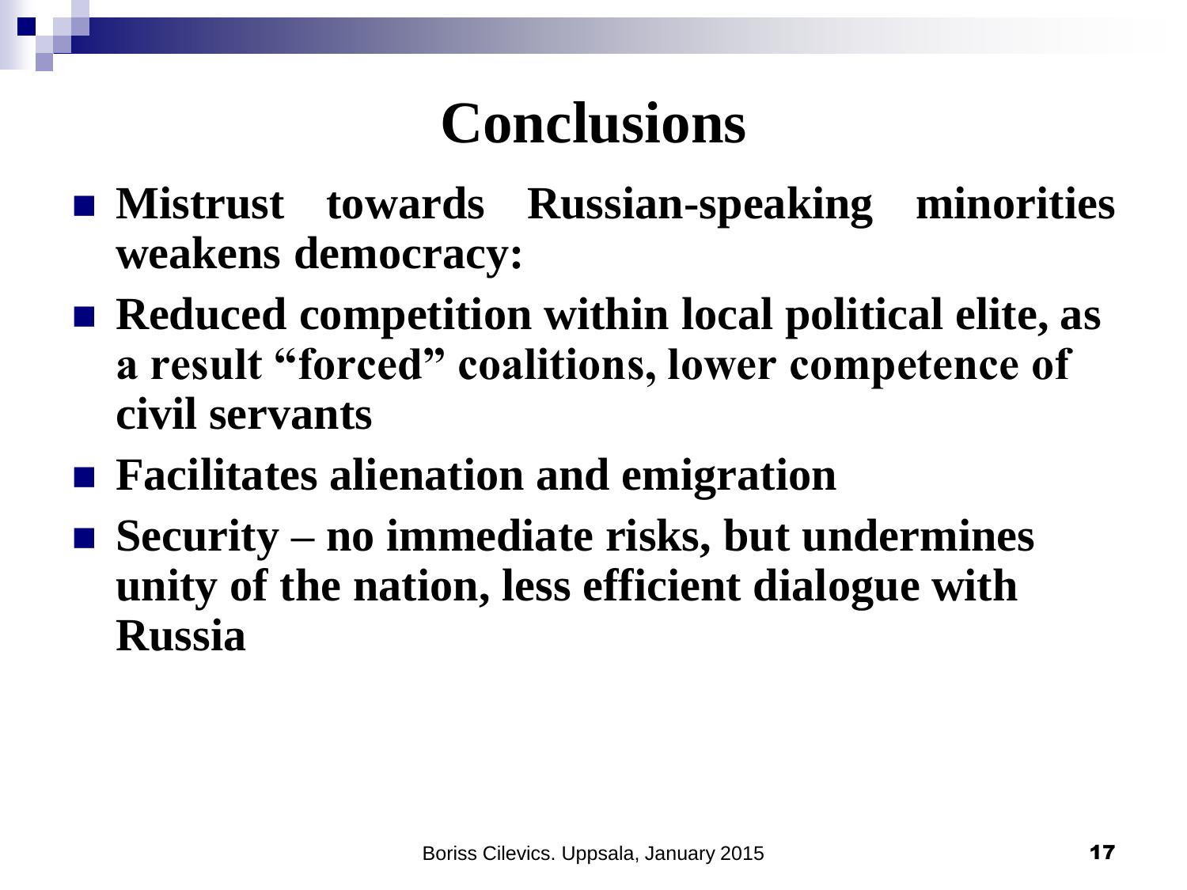# Conclusions

- **Mistrust towards Russian-speaking minorities weakens democracy:**
- **Reduced competition within local political elite, as a result "forced" coalitions, lower competence of civil servants**
- **Facilitates alienation and emigration**
- **Security – no immediate risks, but undermines unity of the nation, less efficient dialogue with Russia**